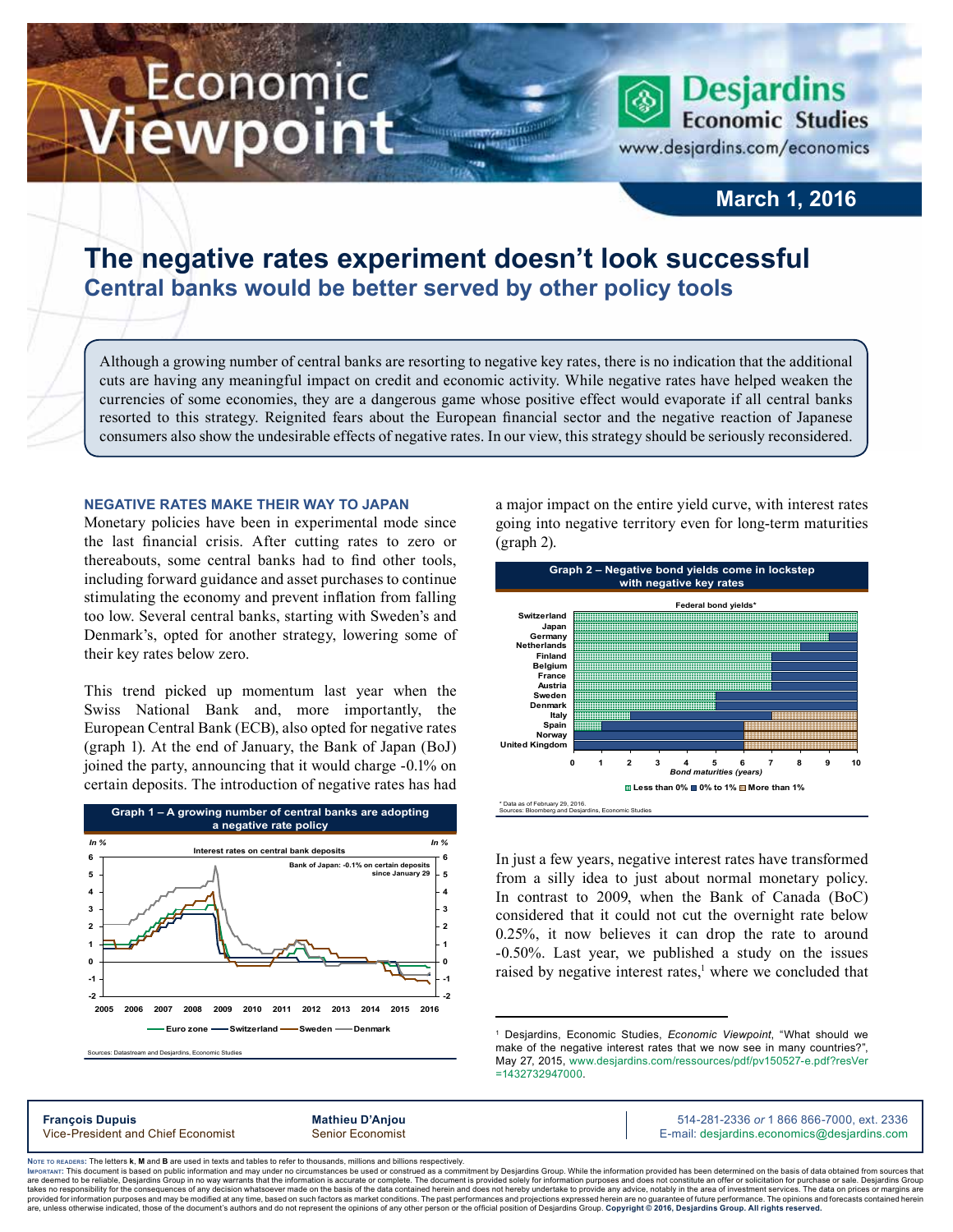# The negative rates experiment doesn't look successful

## Central banks would be better served by other policy tools

Although a growing number of central banks are resorting to negative key rates, there is no indication that the additional cuts are having any meaningful impact on credit and economic activity. While negative rates have helped weaken the currencies of some economies, they are a dangerous game whose positive effect would evaporate if all central banks resorted to this strategy. Reignited fears about the European financial sector and the negative reaction of Japanese consumers also show the undesirable effects of negative rates. In our view, this strategy should be seriously reconsidered.

### NEGATIVE RATES MAKE THEIR WAY TO JAPAN

Monetary policies have been in experimental mode since the last financial crisis. After cutting rates to zero or thereabouts, some central banks had to find other tools, including forward guidance and asset purchases to continue stimulating the economy and prevent inflation from falling too low. Several central banks, starting with Sweden's and Denmark's, opted for another strategy, lowering some of their key rates below zero.

This trend picked up momentum last year when the Swiss National Bank and, more importantly, the European Central Bank (ECB), also opted for negative rates (graph 1). At the end of January, the Bank of Japan (BoJ) joined the party, announcing that it would charge -0.1% on certain deposits. The introduction of negative rates has had a major impact on the entire yield curve, with interest rates going into negative territory even for long-term maturities (graph 2).

**Graph 1 – A growing number of central banks are adopting a negative rate policy**

Interest rates on central bank deposits (In %)

Bank of Japan: -0.1% on certain deposits since January 29

Euro zone — Switzerland — Sweden — Denmark

Sources: Datastream and Desjardins, Economic Studies

**Graph 2 – Negative bond yields come in lockstep with negative key rates**

Federal bond yields*

Bond maturities (years)

Less than 0% — 0% to 1% — More than 1%

\* Data as of February 29, 2016.
Sources: Bloomberg and Desjardins, Economic Studies

In just a few years, negative interest rates have transformed from a silly idea to just about normal monetary policy. In contrast to 2009, when the Bank of Canada (BoC) considered that it could not cut the overnight rate below 0.25%, it now believes it can drop the rate to around -0.50%. Last year, we published a study on the issues raised by negative interest rates,[1] where we concluded that

[1] Desjardins, Economic Studies, *Economic Viewpoint*, "What should we make of the negative interest rates that we now see in many countries?", May 27, 2015, www.desjardins.com/ressources/pdf/pv150527-e.pdf?resVer=1432732947000.

**François Dupuis**
Vice-President and Chief Economist

**Mathieu D'Anjou**
Senior Economist

514-281-2336 *or* 1 866 866-7000, ext. 2336
E-mail: desjardins.economics@desjardins.com

Note to readers: The letters **k**, **M** and **B** are used in texts and tables to refer to thousands, millions and billions respectively.
Important: This document is based on public information and may under no circumstances be used or construed as a commitment by Desjardins Group. While the information provided has been determined on the basis of data obtained from sources that are deemed to be reliable, Desjardins Group in no way warrants that the information is accurate or complete. The document is provided solely for information purposes and does not constitute an offer or solicitation for purchase or sale. Desjardins Group takes no responsibility for the consequences of any decision whatsoever made on the basis of the data contained herein and does not hereby undertake to provide any advice, notably in the area of investment services. The data on prices or margins are provided for information purposes and may be modified at any time, based on such factors as market conditions. The past performances and projections expressed herein are no guarantee of future performance. The opinions and forecasts contained herein are, unless otherwise indicated, those of the document's authors and do not represent the opinions of any other person or the official position of Desjardins Group. **Copyright © 2016, Desjardins Group. All rights reserved.**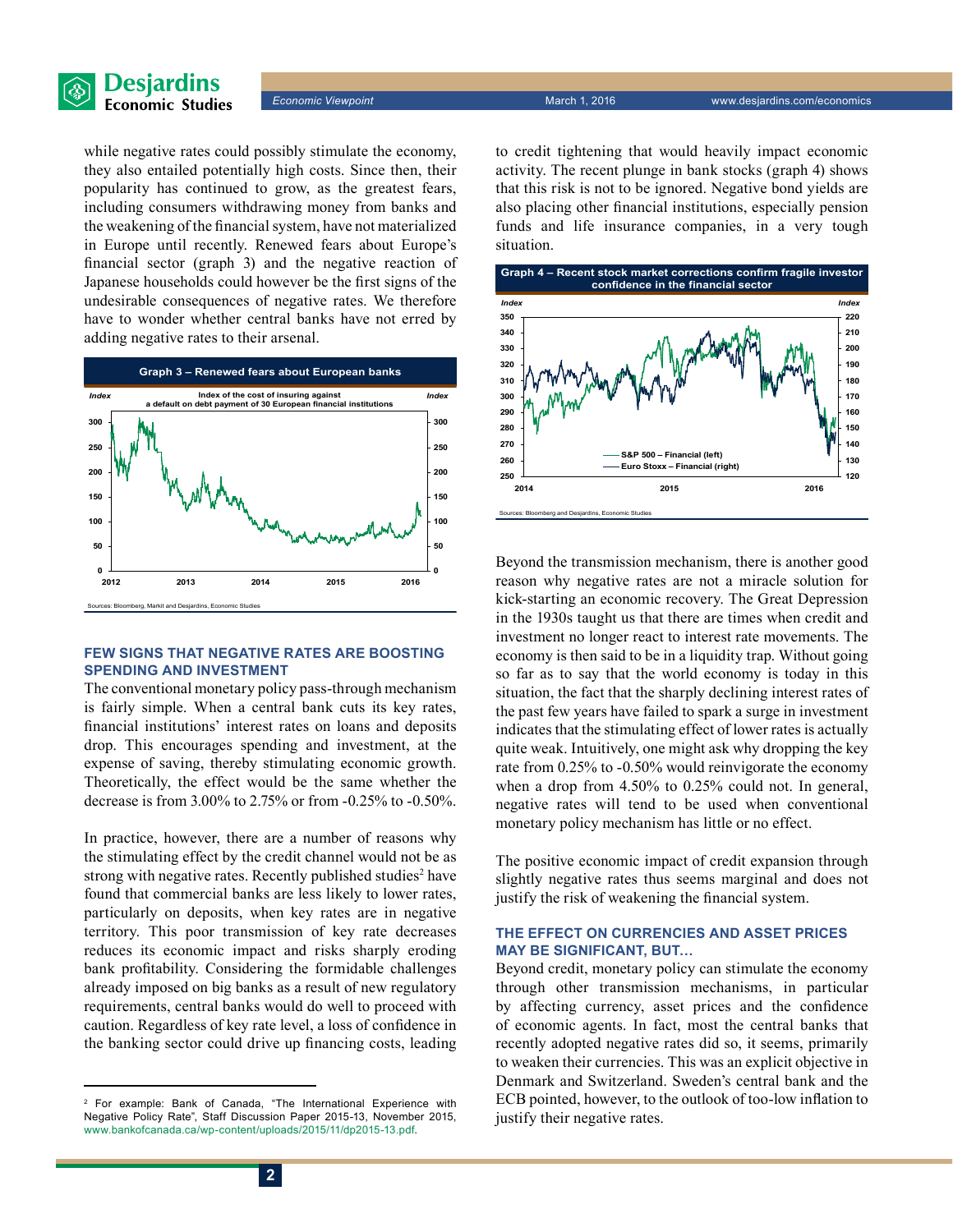while negative rates could possibly stimulate the economy, they also entailed potentially high costs. Since then, their popularity has continued to grow, as the greatest fears, including consumers withdrawing money from banks and the weakening of the financial system, have not materialized in Europe until recently. Renewed fears about Europe's financial sector (graph 3) and the negative reaction of Japanese households could however be the first signs of the undesirable consequences of negative rates. We therefore have to wonder whether central banks have not erred by adding negative rates to their arsenal.

**Graph 3 – Renewed fears about European banks**

Index of the cost of insuring against a default on debt payment of 30 European financial institutions

Sources: Bloomberg, Markit and Desjardins, Economic Studies

## FEW SIGNS THAT NEGATIVE RATES ARE BOOSTING SPENDING AND INVESTMENT

The conventional monetary policy pass-through mechanism is fairly simple. When a central bank cuts its key rates, financial institutions' interest rates on loans and deposits drop. This encourages spending and investment, at the expense of saving, thereby stimulating economic growth. Theoretically, the effect would be the same whether the decrease is from 3.00% to 2.75% or from -0.25% to -0.50%.

In practice, however, there are a number of reasons why the stimulating effect by the credit channel would not be as strong with negative rates. Recently published studies[2] have found that commercial banks are less likely to lower rates, particularly on deposits, when key rates are in negative territory. This poor transmission of key rate decreases reduces its economic impact and risks sharply eroding bank profitability. Considering the formidable challenges already imposed on big banks as a result of new regulatory requirements, central banks would do well to proceed with caution. Regardless of key rate level, a loss of confidence in the banking sector could drive up financing costs, leading to credit tightening that would heavily impact economic activity. The recent plunge in bank stocks (graph 4) shows that this risk is not to be ignored. Negative bond yields are also placing other financial institutions, especially pension funds and life insurance companies, in a very tough situation.

**Graph 4 – Recent stock market corrections confirm fragile investor confidence in the financial sector**

S&P 500 – Financial (left); Euro Stoxx – Financial (right)

Sources: Bloomberg and Desjardins, Economic Studies

Beyond the transmission mechanism, there is another good reason why negative rates are not a miracle solution for kick-starting an economic recovery. The Great Depression in the 1930s taught us that there are times when credit and investment no longer react to interest rate movements. The economy is then said to be in a liquidity trap. Without going so far as to say that the world economy is today in this situation, the fact that the sharply declining interest rates of the past few years have failed to spark a surge in investment indicates that the stimulating effect of lower rates is actually quite weak. Intuitively, one might ask why dropping the key rate from 0.25% to -0.50% would reinvigorate the economy when a drop from 4.50% to 0.25% could not. In general, negative rates will tend to be used when conventional monetary policy mechanism has little or no effect.

The positive economic impact of credit expansion through slightly negative rates thus seems marginal and does not justify the risk of weakening the financial system.

## THE EFFECT ON CURRENCIES AND ASSET PRICES MAY BE SIGNIFICANT, BUT…

Beyond credit, monetary policy can stimulate the economy through other transmission mechanisms, in particular by affecting currency, asset prices and the confidence of economic agents. In fact, most the central banks that recently adopted negative rates did so, it seems, primarily to weaken their currencies. This was an explicit objective in Denmark and Switzerland. Sweden's central bank and the ECB pointed, however, to the outlook of too-low inflation to justify their negative rates.

---

[2] For example: Bank of Canada, "The International Experience with Negative Policy Rate", Staff Discussion Paper 2015-13, November 2015, www.bankofcanada.ca/wp-content/uploads/2015/11/dp2015-13.pdf.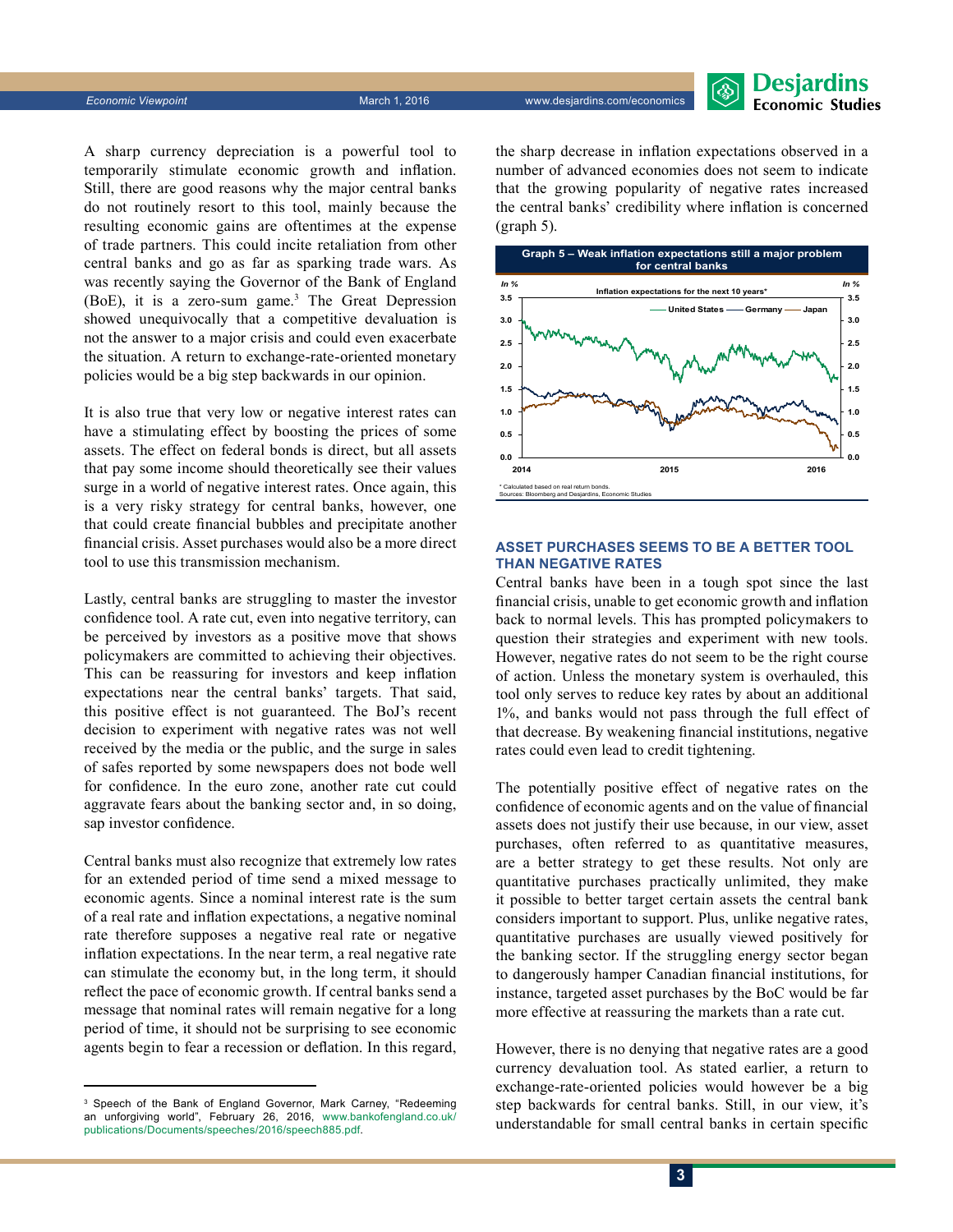A sharp currency depreciation is a powerful tool to temporarily stimulate economic growth and inflation. Still, there are good reasons why the major central banks do not routinely resort to this tool, mainly because the resulting economic gains are oftentimes at the expense of trade partners. This could incite retaliation from other central banks and go as far as sparking trade wars. As was recently saying the Governor of the Bank of England (BoE), it is a zero-sum game.[3] The Great Depression showed unequivocally that a competitive devaluation is not the answer to a major crisis and could even exacerbate the situation. A return to exchange-rate-oriented monetary policies would be a big step backwards in our opinion.

It is also true that very low or negative interest rates can have a stimulating effect by boosting the prices of some assets. The effect on federal bonds is direct, but all assets that pay some income should theoretically see their values surge in a world of negative interest rates. Once again, this is a very risky strategy for central banks, however, one that could create financial bubbles and precipitate another financial crisis. Asset purchases would also be a more direct tool to use this transmission mechanism.

Lastly, central banks are struggling to master the investor confidence tool. A rate cut, even into negative territory, can be perceived by investors as a positive move that shows policymakers are committed to achieving their objectives. This can be reassuring for investors and keep inflation expectations near the central banks' targets. That said, this positive effect is not guaranteed. The BoJ's recent decision to experiment with negative rates was not well received by the media or the public, and the surge in sales of safes reported by some newspapers does not bode well for confidence. In the euro zone, another rate cut could aggravate fears about the banking sector and, in so doing, sap investor confidence.

Central banks must also recognize that extremely low rates for an extended period of time send a mixed message to economic agents. Since a nominal interest rate is the sum of a real rate and inflation expectations, a negative nominal rate therefore supposes a negative real rate or negative inflation expectations. In the near term, a real negative rate can stimulate the economy but, in the long term, it should reflect the pace of economic growth. If central banks send a message that nominal rates will remain negative for a long period of time, it should not be surprising to see economic agents begin to fear a recession or deflation. In this regard, the sharp decrease in inflation expectations observed in a number of advanced economies does not seem to indicate that the growing popularity of negative rates increased the central banks' credibility where inflation is concerned (graph 5).

**Graph 5 – Weak inflation expectations still a major problem for central banks**

Inflation expectations for the next 10 years* (In %) — United States, Germany, Japan

\* Calculated based on real return bonds.
Sources: Bloomberg and Desjardins, Economic Studies

### ASSET PURCHASES SEEMS TO BE A BETTER TOOL THAN NEGATIVE RATES

Central banks have been in a tough spot since the last financial crisis, unable to get economic growth and inflation back to normal levels. This has prompted policymakers to question their strategies and experiment with new tools. However, negative rates do not seem to be the right course of action. Unless the monetary system is overhauled, this tool only serves to reduce key rates by about an additional 1%, and banks would not pass through the full effect of that decrease. By weakening financial institutions, negative rates could even lead to credit tightening.

The potentially positive effect of negative rates on the confidence of economic agents and on the value of financial assets does not justify their use because, in our view, asset purchases, often referred to as quantitative measures, are a better strategy to get these results. Not only are quantitative purchases practically unlimited, they make it possible to better target certain assets the central bank considers important to support. Plus, unlike negative rates, quantitative purchases are usually viewed positively for the banking sector. If the struggling energy sector began to dangerously hamper Canadian financial institutions, for instance, targeted asset purchases by the BoC would be far more effective at reassuring the markets than a rate cut.

However, there is no denying that negative rates are a good currency devaluation tool. As stated earlier, a return to exchange-rate-oriented policies would however be a big step backwards for central banks. Still, in our view, it's understandable for small central banks in certain specific

---

[3] Speech of the Bank of England Governor, Mark Carney, "Redeeming an unforgiving world", February 26, 2016, www.bankofengland.co.uk/publications/Documents/speeches/2016/speech885.pdf.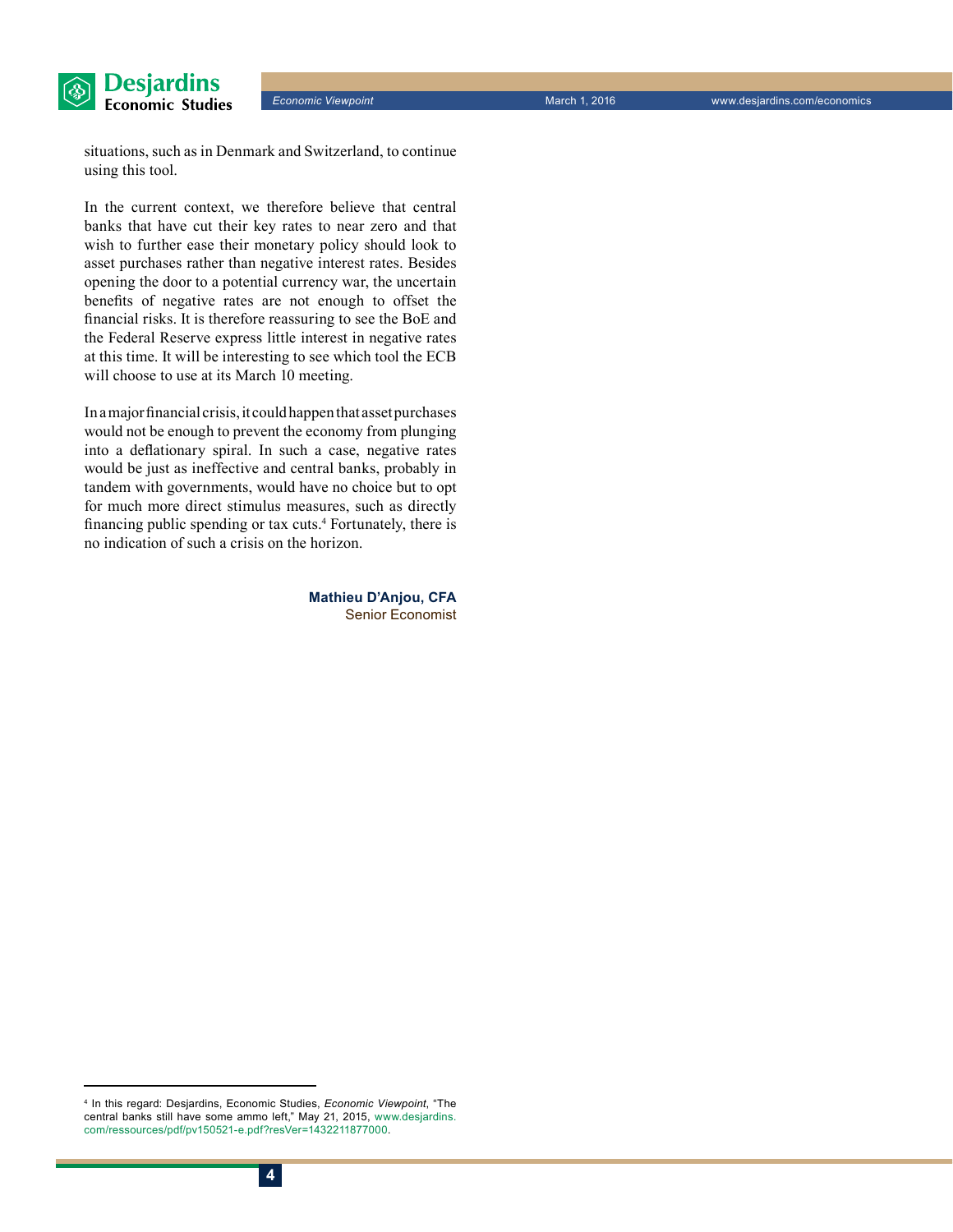situations, such as in Denmark and Switzerland, to continue using this tool.

In the current context, we therefore believe that central banks that have cut their key rates to near zero and that wish to further ease their monetary policy should look to asset purchases rather than negative interest rates. Besides opening the door to a potential currency war, the uncertain benefits of negative rates are not enough to offset the financial risks. It is therefore reassuring to see the BoE and the Federal Reserve express little interest in negative rates at this time. It will be interesting to see which tool the ECB will choose to use at its March 10 meeting.

In a major financial crisis, it could happen that asset purchases would not be enough to prevent the economy from plunging into a deflationary spiral. In such a case, negative rates would be just as ineffective and central banks, probably in tandem with governments, would have no choice but to opt for much more direct stimulus measures, such as directly financing public spending or tax cuts.[4] Fortunately, there is no indication of such a crisis on the horizon.

**Mathieu D'Anjou, CFA**
Senior Economist

---

[4] In this regard: Desjardins, Economic Studies, *Economic Viewpoint*, "The central banks still have some ammo left," May 21, 2015, www.desjardins.com/ressources/pdf/pv150521-e.pdf?resVer=1432211877000.